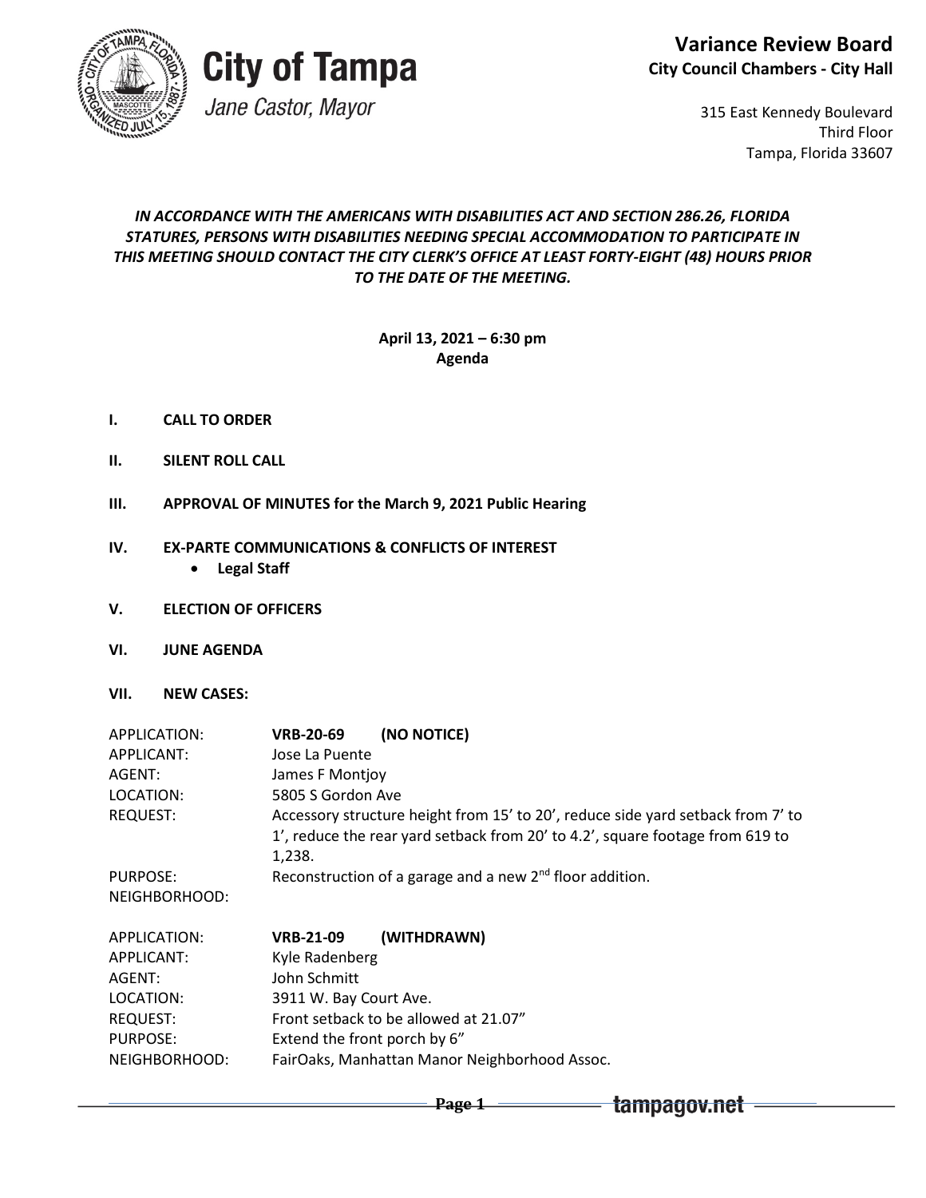**City of Tampa**

*Jane Castor, Mayor*

**Variance Review Board**
**City Council Chambers - City Hall**

315 East Kennedy Boulevard
Third Floor
Tampa, Florida 33607

***IN ACCORDANCE WITH THE AMERICANS WITH DISABILITIES ACT AND SECTION 286.26, FLORIDA STATURES, PERSONS WITH DISABILITIES NEEDING SPECIAL ACCOMMODATION TO PARTICIPATE IN THIS MEETING SHOULD CONTACT THE CITY CLERK'S OFFICE AT LEAST FORTY-EIGHT (48) HOURS PRIOR TO THE DATE OF THE MEETING.***

**April 13, 2021 – 6:30 pm**
**Agenda**

**I. CALL TO ORDER**

**II. SILENT ROLL CALL**

**III. APPROVAL OF MINUTES for the March 9, 2021 Public Hearing**

**IV. EX-PARTE COMMUNICATIONS & CONFLICTS OF INTEREST**
- **Legal Staff**

**V. ELECTION OF OFFICERS**

**VI. JUNE AGENDA**

**VII. NEW CASES:**

APPLICATION: **VRB-20-69 (NO NOTICE)**
APPLICANT: Jose La Puente
AGENT: James F Montjoy
LOCATION: 5805 S Gordon Ave
REQUEST: Accessory structure height from 15' to 20', reduce side yard setback from 7' to 1', reduce the rear yard setback from 20' to 4.2', square footage from 619 to 1,238.
PURPOSE: Reconstruction of a garage and a new 2nd floor addition.
NEIGHBORHOOD:

APPLICATION: **VRB-21-09 (WITHDRAWN)**
APPLICANT: Kyle Radenberg
AGENT: John Schmitt
LOCATION: 3911 W. Bay Court Ave.
REQUEST: Front setback to be allowed at 21.07"
PURPOSE: Extend the front porch by 6"
NEIGHBORHOOD: FairOaks, Manhattan Manor Neighborhood Assoc.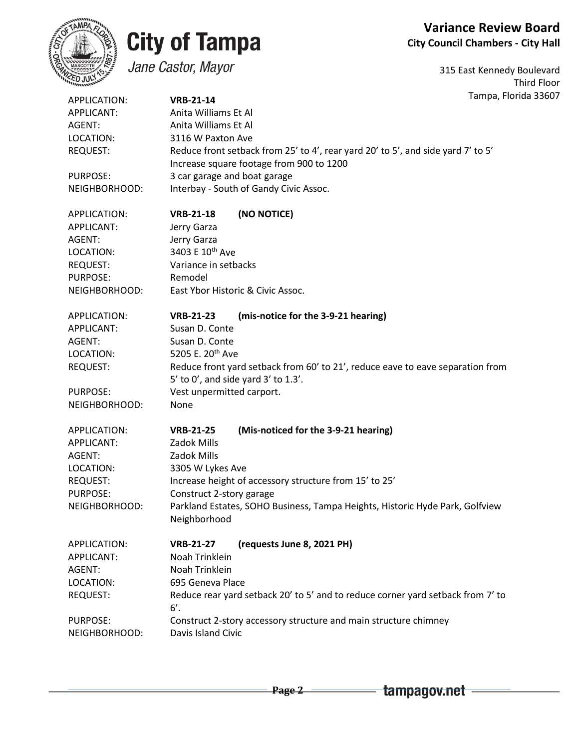**City of Tampa**

*Jane Castor, Mayor*

**Variance Review Board**
**City Council Chambers - City Hall**

315 East Kennedy Boulevard
Third Floor
Tampa, Florida 33607

| | |
|---|---|
| APPLICATION: | **VRB-21-14** |
| APPLICANT: | Anita Williams Et Al |
| AGENT: | Anita Williams Et Al |
| LOCATION: | 3116 W Paxton Ave |
| REQUEST: | Reduce front setback from 25' to 4', rear yard 20' to 5', and side yard 7' to 5' Increase square footage from 900 to 1200 |
| PURPOSE: | 3 car garage and boat garage |
| NEIGHBORHOOD: | Interbay - South of Gandy Civic Assoc. |

| | |
|---|---|
| APPLICATION: | **VRB-21-18 (NO NOTICE)** |
| APPLICANT: | Jerry Garza |
| AGENT: | Jerry Garza |
| LOCATION: | 3403 E 10th Ave |
| REQUEST: | Variance in setbacks |
| PURPOSE: | Remodel |
| NEIGHBORHOOD: | East Ybor Historic & Civic Assoc. |

| | |
|---|---|
| APPLICATION: | **VRB-21-23 (mis-notice for the 3-9-21 hearing)** |
| APPLICANT: | Susan D. Conte |
| AGENT: | Susan D. Conte |
| LOCATION: | 5205 E. 20th Ave |
| REQUEST: | Reduce front yard setback from 60' to 21', reduce eave to eave separation from 5' to 0', and side yard 3' to 1.3'. |
| PURPOSE: | Vest unpermitted carport. |
| NEIGHBORHOOD: | None |

| | |
|---|---|
| APPLICATION: | **VRB-21-25 (Mis-noticed for the 3-9-21 hearing)** |
| APPLICANT: | Zadok Mills |
| AGENT: | Zadok Mills |
| LOCATION: | 3305 W Lykes Ave |
| REQUEST: | Increase height of accessory structure from 15' to 25' |
| PURPOSE: | Construct 2-story garage |
| NEIGHBORHOOD: | Parkland Estates, SOHO Business, Tampa Heights, Historic Hyde Park, Golfview Neighborhood |

| | |
|---|---|
| APPLICATION: | **VRB-21-27 (requests June 8, 2021 PH)** |
| APPLICANT: | Noah Trinklein |
| AGENT: | Noah Trinklein |
| LOCATION: | 695 Geneva Place |
| REQUEST: | Reduce rear yard setback 20' to 5' and to reduce corner yard setback from 7' to 6'. |
| PURPOSE: | Construct 2-story accessory structure and main structure chimney |
| NEIGHBORHOOD: | Davis Island Civic |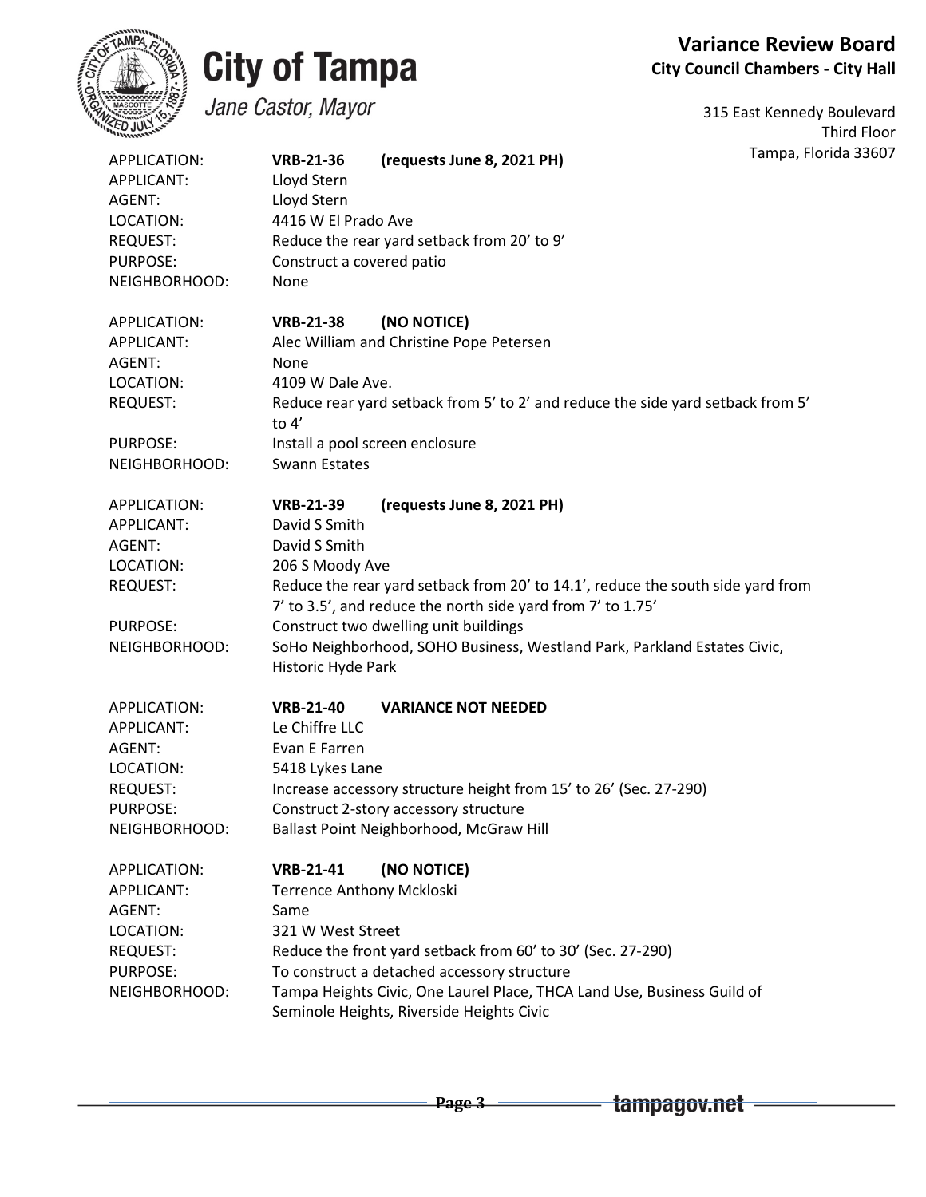# City of Tampa

*Jane Castor, Mayor*

**Variance Review Board**
**City Council Chambers - City Hall**

315 East Kennedy Boulevard
Third Floor
Tampa, Florida 33607

| | |
|---|---|
| APPLICATION: | **VRB-21-36 (requests June 8, 2021 PH)** |
| APPLICANT: | Lloyd Stern |
| AGENT: | Lloyd Stern |
| LOCATION: | 4416 W El Prado Ave |
| REQUEST: | Reduce the rear yard setback from 20' to 9' |
| PURPOSE: | Construct a covered patio |
| NEIGHBORHOOD: | None |

| | |
|---|---|
| APPLICATION: | **VRB-21-38 (NO NOTICE)** |
| APPLICANT: | Alec William and Christine Pope Petersen |
| AGENT: | None |
| LOCATION: | 4109 W Dale Ave. |
| REQUEST: | Reduce rear yard setback from 5' to 2' and reduce the side yard setback from 5' to 4' |
| PURPOSE: | Install a pool screen enclosure |
| NEIGHBORHOOD: | Swann Estates |

| | |
|---|---|
| APPLICATION: | **VRB-21-39 (requests June 8, 2021 PH)** |
| APPLICANT: | David S Smith |
| AGENT: | David S Smith |
| LOCATION: | 206 S Moody Ave |
| REQUEST: | Reduce the rear yard setback from 20' to 14.1', reduce the south side yard from 7' to 3.5', and reduce the north side yard from 7' to 1.75' |
| PURPOSE: | Construct two dwelling unit buildings |
| NEIGHBORHOOD: | SoHo Neighborhood, SOHO Business, Westland Park, Parkland Estates Civic, Historic Hyde Park |

| | |
|---|---|
| APPLICATION: | **VRB-21-40 VARIANCE NOT NEEDED** |
| APPLICANT: | Le Chiffre LLC |
| AGENT: | Evan E Farren |
| LOCATION: | 5418 Lykes Lane |
| REQUEST: | Increase accessory structure height from 15' to 26' (Sec. 27-290) |
| PURPOSE: | Construct 2-story accessory structure |
| NEIGHBORHOOD: | Ballast Point Neighborhood, McGraw Hill |

| | |
|---|---|
| APPLICATION: | **VRB-21-41 (NO NOTICE)** |
| APPLICANT: | Terrence Anthony Mckloski |
| AGENT: | Same |
| LOCATION: | 321 W West Street |
| REQUEST: | Reduce the front yard setback from 60' to 30' (Sec. 27-290) |
| PURPOSE: | To construct a detached accessory structure |
| NEIGHBORHOOD: | Tampa Heights Civic, One Laurel Place, THCA Land Use, Business Guild of Seminole Heights, Riverside Heights Civic |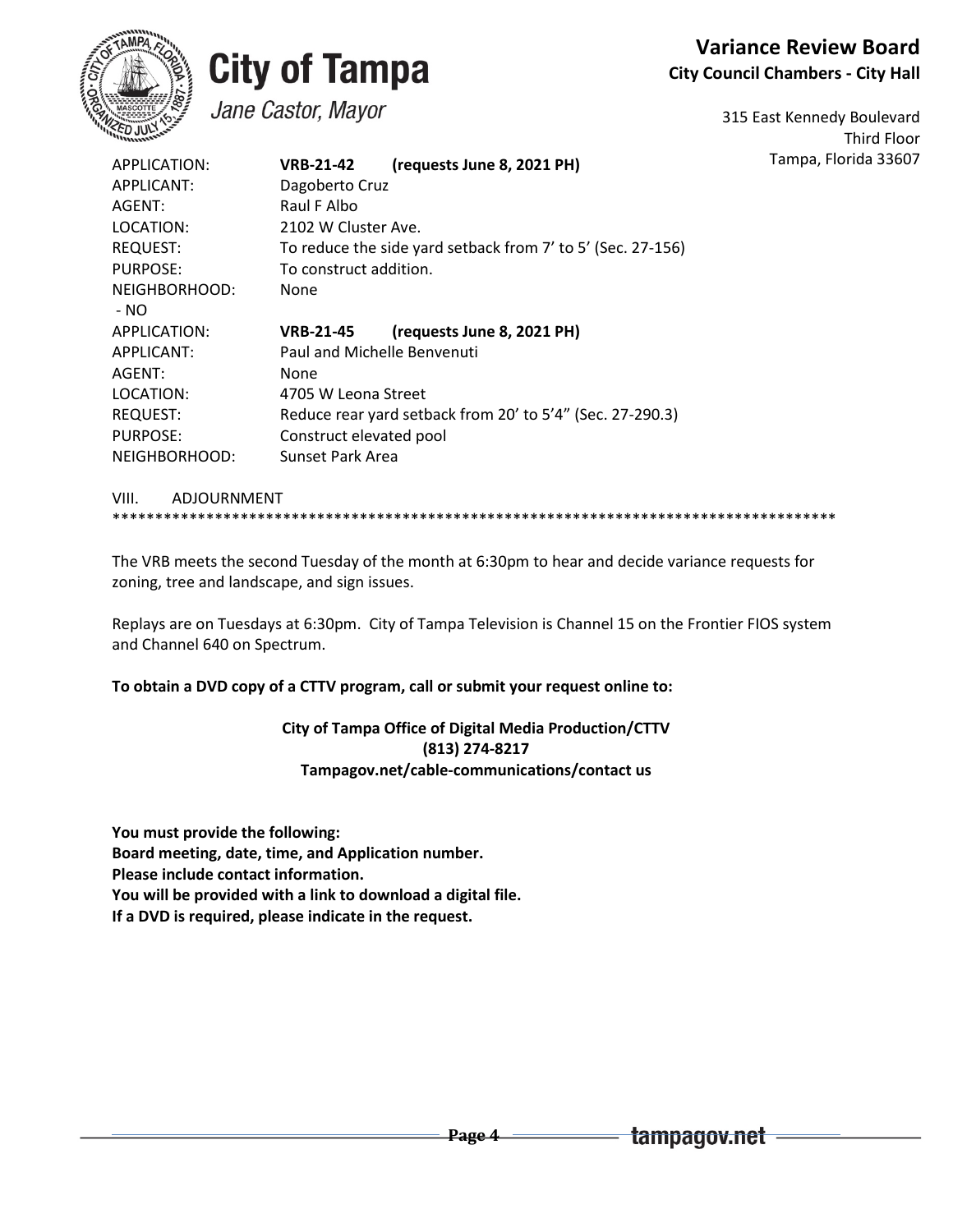**Variance Review Board**
**City Council Chambers - City Hall**

315 East Kennedy Boulevard
Third Floor
Tampa, Florida 33607

| | |
|---|---|
| APPLICATION: | **VRB-21-42 (requests June 8, 2021 PH)** |
| APPLICANT: | Dagoberto Cruz |
| AGENT: | Raul F Albo |
| LOCATION: | 2102 W Cluster Ave. |
| REQUEST: | To reduce the side yard setback from 7' to 5' (Sec. 27-156) |
| PURPOSE: | To construct addition. |
| NEIGHBORHOOD: - NO | None |
| APPLICATION: | **VRB-21-45 (requests June 8, 2021 PH)** |
| APPLICANT: | Paul and Michelle Benvenuti |
| AGENT: | None |
| LOCATION: | 4705 W Leona Street |
| REQUEST: | Reduce rear yard setback from 20' to 5'4" (Sec. 27-290.3) |
| PURPOSE: | Construct elevated pool |
| NEIGHBORHOOD: | Sunset Park Area |

VIII. ADJOURNMENT

*****************************************************************************************

The VRB meets the second Tuesday of the month at 6:30pm to hear and decide variance requests for zoning, tree and landscape, and sign issues.

Replays are on Tuesdays at 6:30pm. City of Tampa Television is Channel 15 on the Frontier FIOS system and Channel 640 on Spectrum.

**To obtain a DVD copy of a CTTV program, call or submit your request online to:**

**City of Tampa Office of Digital Media Production/CTTV**
**(813) 274-8217**
**Tampagov.net/cable-communications/contact us**

**You must provide the following:**
**Board meeting, date, time, and Application number.**
**Please include contact information.**
**You will be provided with a link to download a digital file.**
**If a DVD is required, please indicate in the request.**